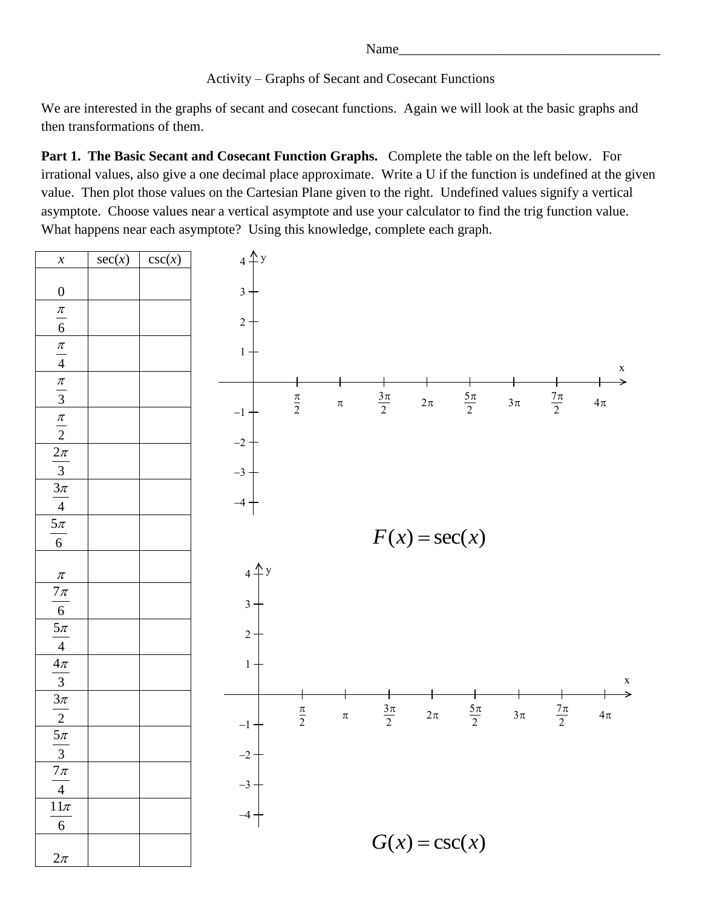Name_______________________________________

Activity – Graphs of Secant and Cosecant Functions

We are interested in the graphs of secant and cosecant functions. Again we will look at the basic graphs and then transformations of them.

**Part 1. The Basic Secant and Cosecant Function Graphs.** Complete the table on the left below. For irrational values, also give a one decimal place approximate. Write a U if the function is undefined at the given value. Then plot those values on the Cartesian Plane given to the right. Undefined values signify a vertical asymptote. Choose values near a vertical asymptote and use your calculator to find the trig function value. What happens near each asymptote? Using this knowledge, complete each graph.

| $x$ | $\sec(x)$ | $\csc(x)$ |
|---|---|---|
| $0$ | | |
| $\frac{\pi}{6}$ | | |
| $\frac{\pi}{4}$ | | |
| $\frac{\pi}{3}$ | | |
| $\frac{\pi}{2}$ | | |
| $\frac{2\pi}{3}$ | | |
| $\frac{3\pi}{4}$ | | |
| $\frac{5\pi}{6}$ | | |
| $\pi$ | | |
| $\frac{7\pi}{6}$ | | |
| $\frac{5\pi}{4}$ | | |
| $\frac{4\pi}{3}$ | | |
| $\frac{3\pi}{2}$ | | |
| $\frac{5\pi}{3}$ | | |
| $\frac{7\pi}{4}$ | | |
| $\frac{11\pi}{6}$ | | |
| $2\pi$ | | |

$$F(x) = \sec(x)$$

$$G(x) = \csc(x)$$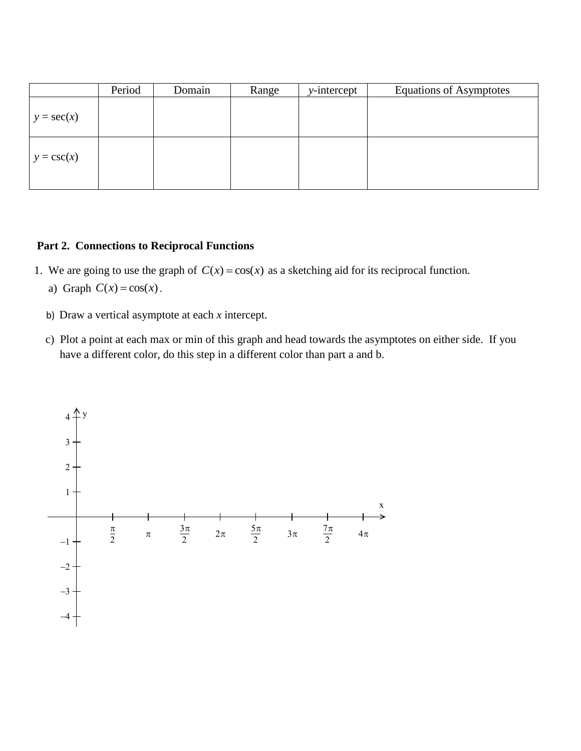| | Period | Domain | Range | $y$-intercept | Equations of Asymptotes |
|---|---|---|---|---|---|
| $y = \sec(x)$ | | | | | |
| $y = \csc(x)$ | | | | | |

**Part 2. Connections to Reciprocal Functions**

1. We are going to use the graph of $C(x) = \cos(x)$ as a sketching aid for its reciprocal function.

   a) Graph $C(x) = \cos(x)$.

   b) Draw a vertical asymptote at each $x$ intercept.

   c) Plot a point at each max or min of this graph and head towards the asymptotes on either side. If you have a different color, do this step in a different color than part a and b.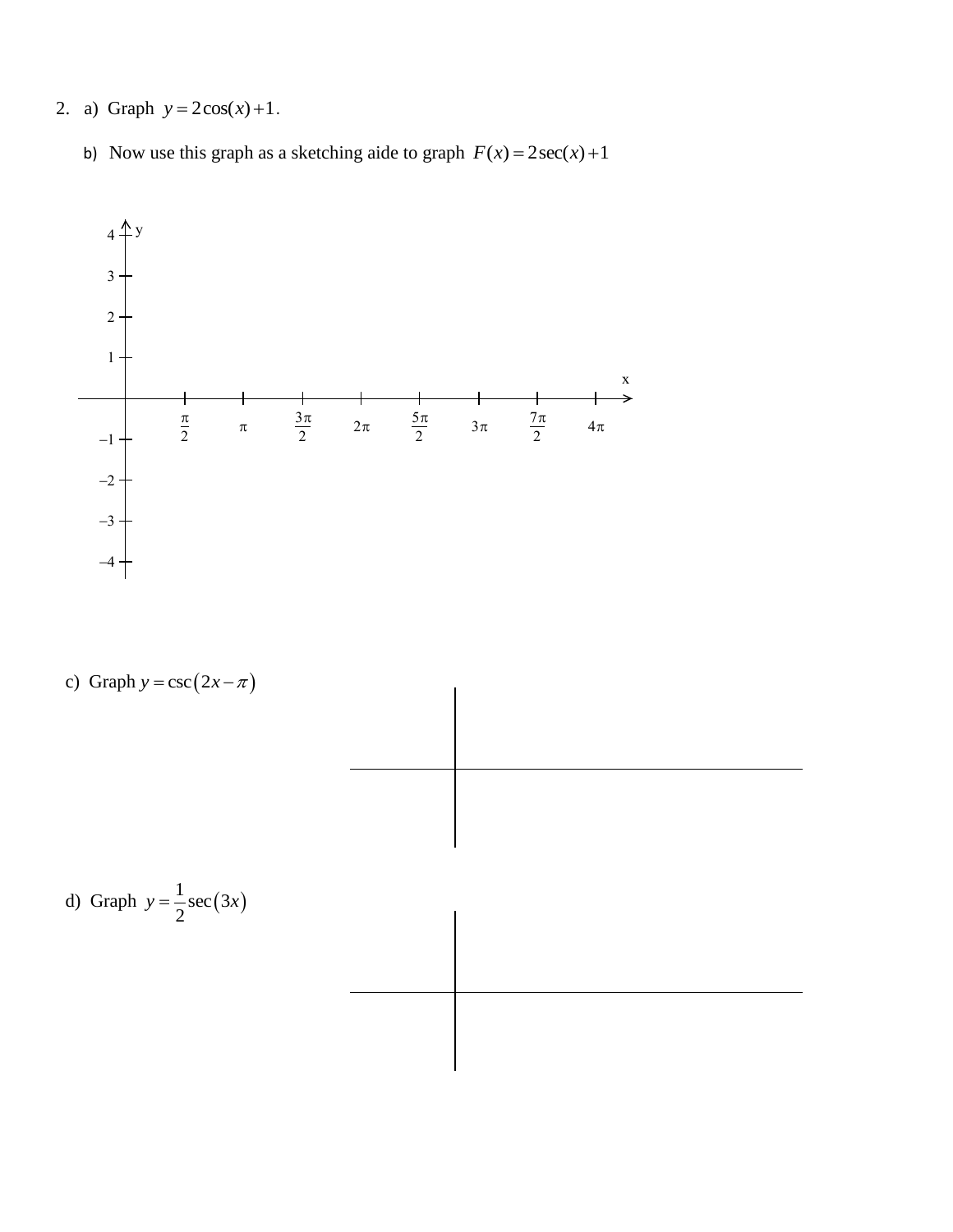2. a) Graph $y = 2\cos(x) + 1$.

   b) Now use this graph as a sketching aide to graph $F(x) = 2\sec(x) + 1$

c) Graph $y = \csc(2x - \pi)$

d) Graph $y = \frac{1}{2}\sec(3x)$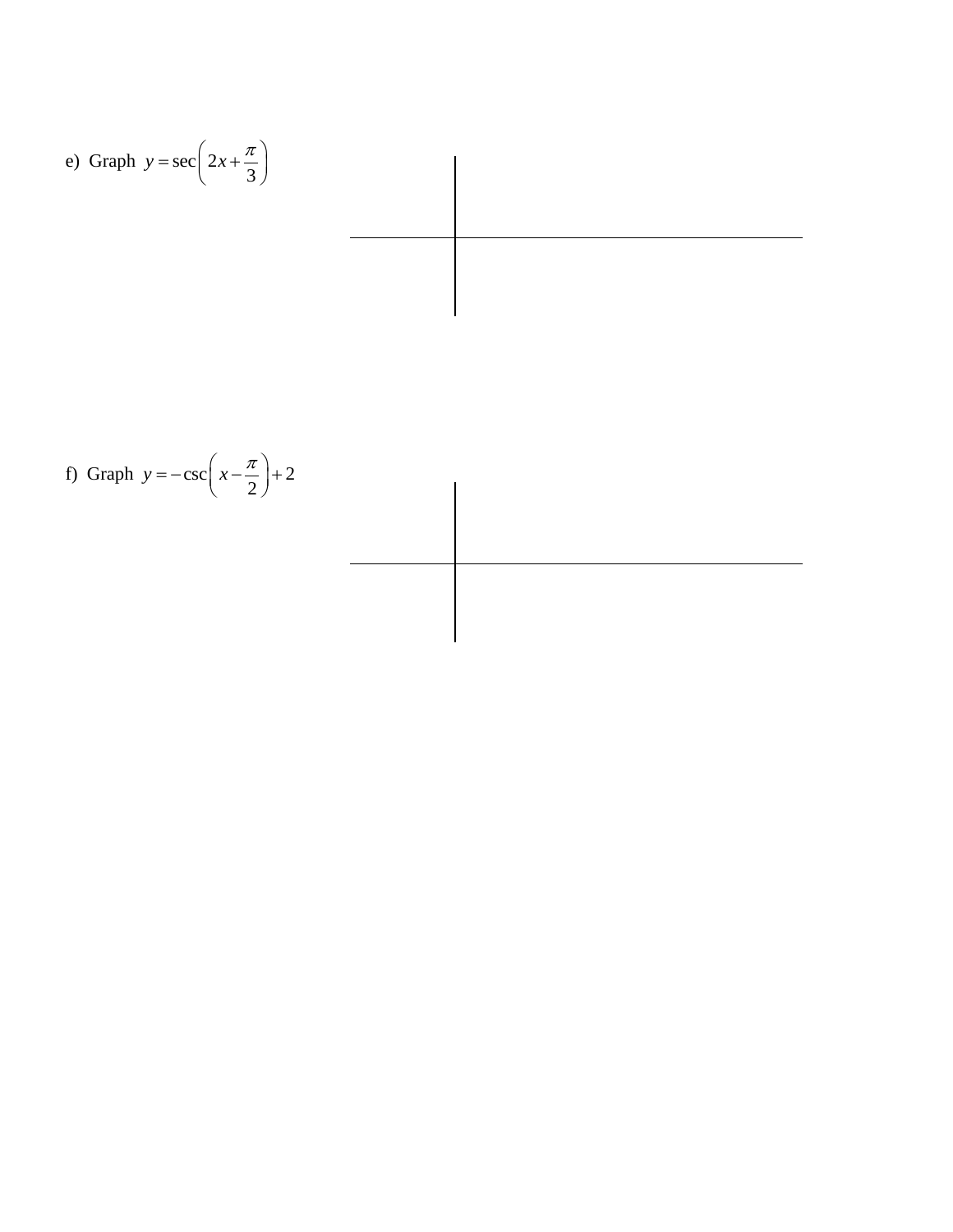e) Graph $y = \sec\left(2x + \frac{\pi}{3}\right)$

f) Graph $y = -\csc\left(x - \frac{\pi}{2}\right) + 2$